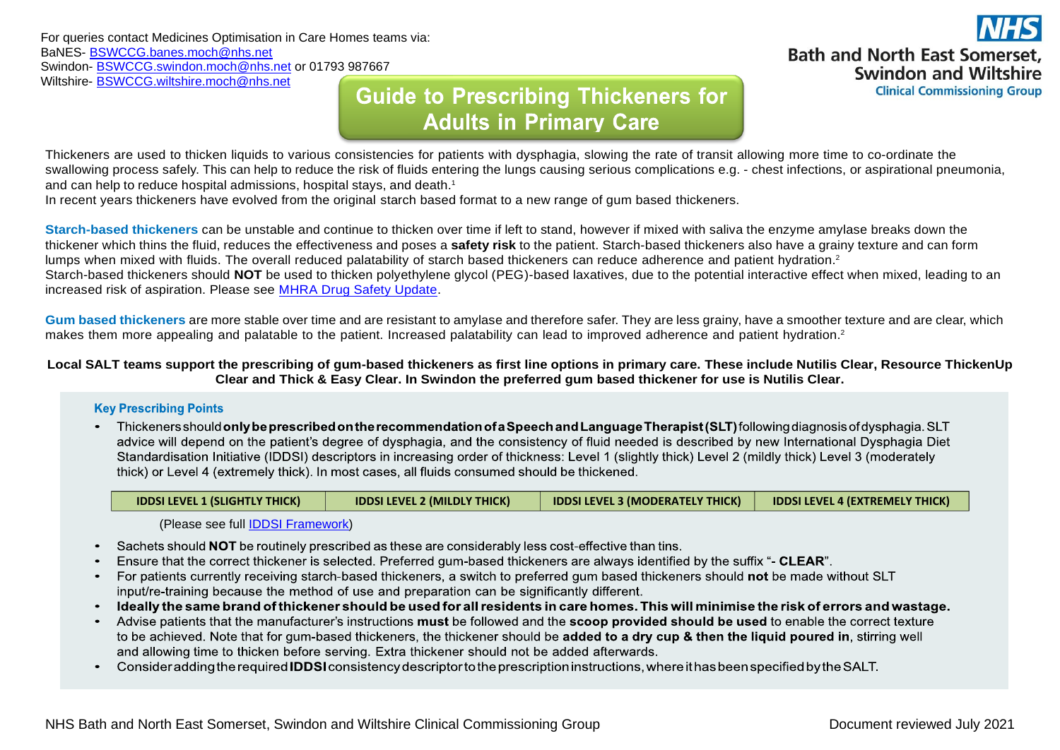For queries contact Medicines Optimisation in Care Homes teams via:
BaNES- BSWCCG.banes.moch@nhs.net
Swindon- BSWCCG.swindon.moch@nhs.net or 01793 987667
Wiltshire- BSWCCG.wiltshire.moch@nhs.net

NHS Bath and North East Somerset, Swindon and Wiltshire Clinical Commissioning Group

# Guide to Prescribing Thickeners for Adults in Primary Care

Thickeners are used to thicken liquids to various consistencies for patients with dysphagia, slowing the rate of transit allowing more time to co-ordinate the swallowing process safely. This can help to reduce the risk of fluids entering the lungs causing serious complications e.g. - chest infections, or aspirational pneumonia, and can help to reduce hospital admissions, hospital stays, and death.[1]
In recent years thickeners have evolved from the original starch based format to a new range of gum based thickeners.

**Starch-based thickeners** can be unstable and continue to thicken over time if left to stand, however if mixed with saliva the enzyme amylase breaks down the thickener which thins the fluid, reduces the effectiveness and poses a **safety risk** to the patient. Starch-based thickeners also have a grainy texture and can form lumps when mixed with fluids. The overall reduced palatability of starch based thickeners can reduce adherence and patient hydration.[2]
Starch-based thickeners should **NOT** be used to thicken polyethylene glycol (PEG)-based laxatives, due to the potential interactive effect when mixed, leading to an increased risk of aspiration. Please see MHRA Drug Safety Update.

**Gum based thickeners** are more stable over time and are resistant to amylase and therefore safer. They are less grainy, have a smoother texture and are clear, which makes them more appealing and palatable to the patient. Increased palatability can lead to improved adherence and patient hydration.[2]

**Local SALT teams support the prescribing of gum-based thickeners as first line options in primary care. These include Nutilis Clear, Resource ThickenUp Clear and Thick & Easy Clear. In Swindon the preferred gum based thickener for use is Nutilis Clear.**

## Key Prescribing Points

- Thickeners should **only be prescribed on the recommendation of a Speech and Language Therapist (SLT)** following diagnosis of dysphagia. SLT advice will depend on the patient's degree of dysphagia, and the consistency of fluid needed is described by new International Dysphagia Diet Standardisation Initiative (IDDSI) descriptors in increasing order of thickness: Level 1 (slightly thick) Level 2 (mildly thick) Level 3 (moderately thick) or Level 4 (extremely thick). In most cases, all fluids consumed should be thickened.

| IDDSI LEVEL 1 (SLIGHTLY THICK) | IDDSI LEVEL 2 (MILDLY THICK) | IDDSI LEVEL 3 (MODERATELY THICK) | IDDSI LEVEL 4 (EXTREMELY THICK) |
|---|---|---|---|

(Please see full IDDSI Framework)

- Sachets should **NOT** be routinely prescribed as these are considerably less cost-effective than tins.
- Ensure that the correct thickener is selected. Preferred gum-based thickeners are always identified by the suffix "**- CLEAR**".
- For patients currently receiving starch-based thickeners, a switch to preferred gum based thickeners should **not** be made without SLT input/re-training because the method of use and preparation can be significantly different.
- **Ideally the same brand of thickener should be used for all residents in care homes. This will minimise the risk of errors and wastage.**
- Advise patients that the manufacturer's instructions **must** be followed and the **scoop provided should be used** to enable the correct texture to be achieved. Note that for gum-based thickeners, the thickener should be **added to a dry cup & then the liquid poured in**, stirring well and allowing time to thicken before serving. Extra thickener should not be added afterwards.
- Consider adding the required **IDDSI** consistency descriptor to the prescription instructions, where it has been specified by the SALT.

NHS Bath and North East Somerset, Swindon and Wiltshire Clinical Commissioning Group — Document reviewed July 2021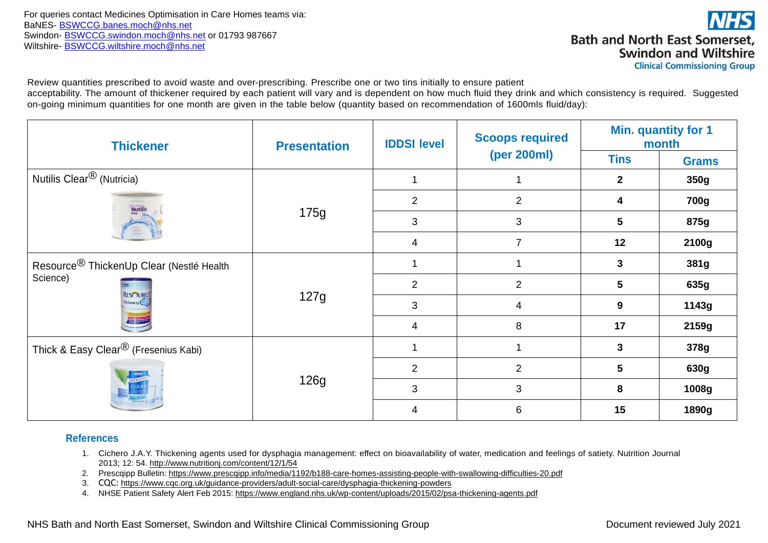For queries contact Medicines Optimisation in Care Homes teams via:
BaNES- BSWCCG.banes.moch@nhs.net
Swindon- BSWCCG.swindon.moch@nhs.net or 01793 987667
Wiltshire- BSWCCG.wiltshire.moch@nhs.net

**NHS**
**Bath and North East Somerset, Swindon and Wiltshire**
**Clinical Commissioning Group**

Review quantities prescribed to avoid waste and over-prescribing. Prescribe one or two tins initially to ensure patient acceptability. The amount of thickener required by each patient will vary and is dependent on how much fluid they drink and which consistency is required. Suggested on-going minimum quantities for one month are given in the table below (quantity based on recommendation of 1600mls fluid/day):

| Thickener | Presentation | IDDSI level | Scoops required (per 200ml) | Min. quantity for 1 month | |
|---|---|---|---|---|---|
| | | | | Tins | Grams |
| Nutilis Clear® (Nutricia) | 175g | 1 | 1 | **2** | **350g** |
| | | 2 | 2 | **4** | **700g** |
| | | 3 | 3 | **5** | **875g** |
| | | 4 | 7 | **12** | **2100g** |
| Resource® ThickenUp Clear (Nestlé Health Science) | 127g | 1 | 1 | **3** | **381g** |
| | | 2 | 2 | **5** | **635g** |
| | | 3 | 4 | **9** | **1143g** |
| | | 4 | 8 | **17** | **2159g** |
| Thick & Easy Clear® (Fresenius Kabi) | 126g | 1 | 1 | **3** | **378g** |
| | | 2 | 2 | **5** | **630g** |
| | | 3 | 3 | **8** | **1008g** |
| | | 4 | 6 | **15** | **1890g** |

## References

1. Cichero J.A.Y. Thickening agents used for dysphagia management: effect on bioavailability of water, medication and feelings of satiety. Nutrition Journal 2013; 12: 54. http://www.nutritionj.com/content/12/1/54
2. Prescqipp Bulletin: https://www.prescqipp.info/media/1192/b188-care-homes-assisting-people-with-swallowing-difficulties-20.pdf
3. CQC: https://www.cqc.org.uk/guidance-providers/adult-social-care/dysphagia-thickening-powders
4. NHSE Patient Safety Alert Feb 2015: https://www.england.nhs.uk/wp-content/uploads/2015/02/psa-thickening-agents.pdf

NHS Bath and North East Somerset, Swindon and Wiltshire Clinical Commissioning Group — Document reviewed July 2021